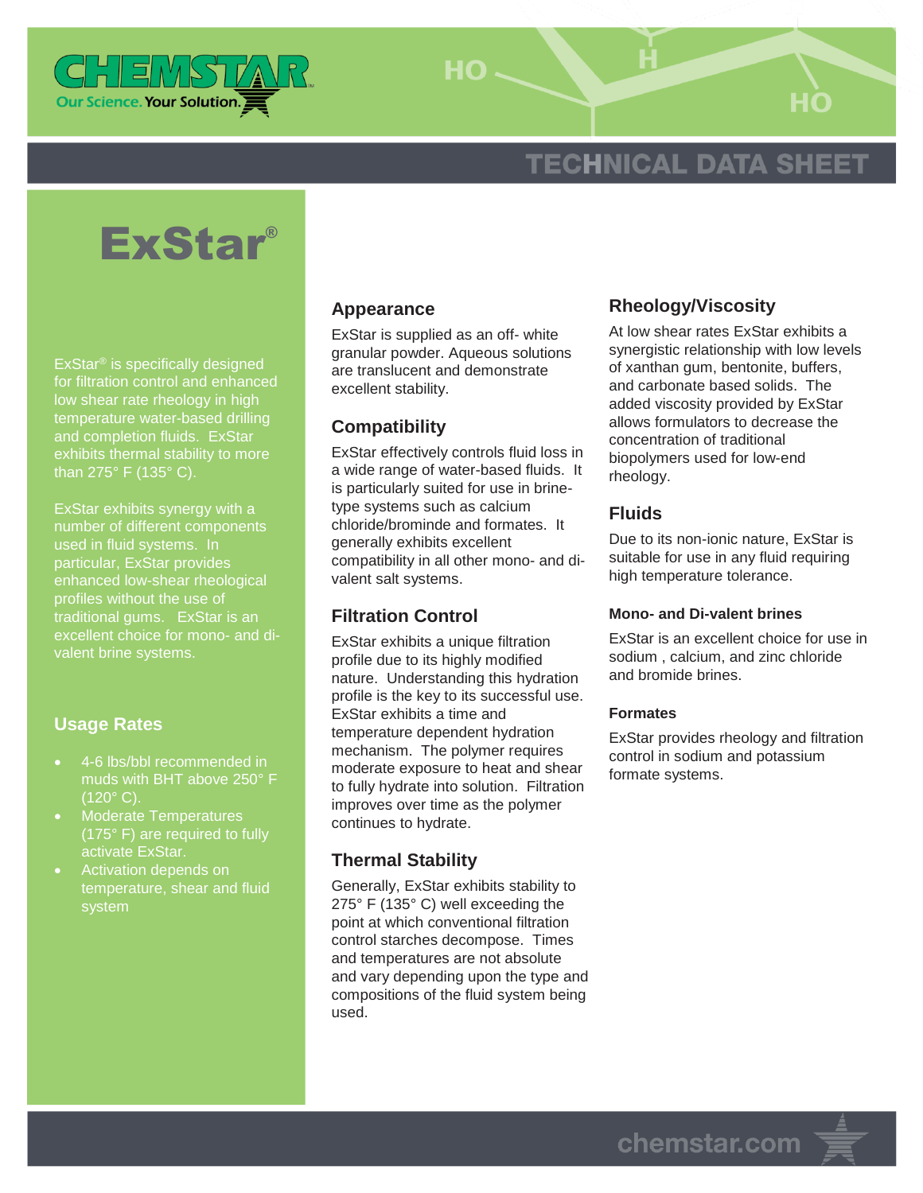# TECHNICAL DATA SHEET

# ExStar®

ExStar® is specifically designed for filtration control and enhanced low shear rate rheology in high temperature water-based drilling and completion fluids. ExStar exhibits thermal stability to more than 275° F (135° C).

ExStar exhibits synergy with a number of different components used in fluid systems. In particular, ExStar provides enhanced low-shear rheological profiles without the use of traditional gums. ExStar is an excellent choice for mono- and di-valent brine systems.

## Usage Rates

- 4-6 lbs/bbl recommended in muds with BHT above 250° F (120° C).
- Moderate Temperatures (175° F) are required to fully activate ExStar.
- Activation depends on temperature, shear and fluid system

## Appearance

ExStar is supplied as an off- white granular powder. Aqueous solutions are translucent and demonstrate excellent stability.

## Compatibility

ExStar effectively controls fluid loss in a wide range of water-based fluids. It is particularly suited for use in brine-type systems such as calcium chloride/brominde and formates. It generally exhibits excellent compatibility in all other mono- and di-valent salt systems.

## Filtration Control

ExStar exhibits a unique filtration profile due to its highly modified nature. Understanding this hydration profile is the key to its successful use. ExStar exhibits a time and temperature dependent hydration mechanism. The polymer requires moderate exposure to heat and shear to fully hydrate into solution. Filtration improves over time as the polymer continues to hydrate.

## Thermal Stability

Generally, ExStar exhibits stability to 275° F (135° C) well exceeding the point at which conventional filtration control starches decompose. Times and temperatures are not absolute and vary depending upon the type and compositions of the fluid system being used.

## Rheology/Viscosity

At low shear rates ExStar exhibits a synergistic relationship with low levels of xanthan gum, bentonite, buffers, and carbonate based solids. The added viscosity provided by ExStar allows formulators to decrease the concentration of traditional biopolymers used for low-end rheology.

## Fluids

Due to its non-ionic nature, ExStar is suitable for use in any fluid requiring high temperature tolerance.

### Mono- and Di-valent brines

ExStar is an excellent choice for use in sodium , calcium, and zinc chloride and bromide brines.

### Formates

ExStar provides rheology and filtration control in sodium and potassium formate systems.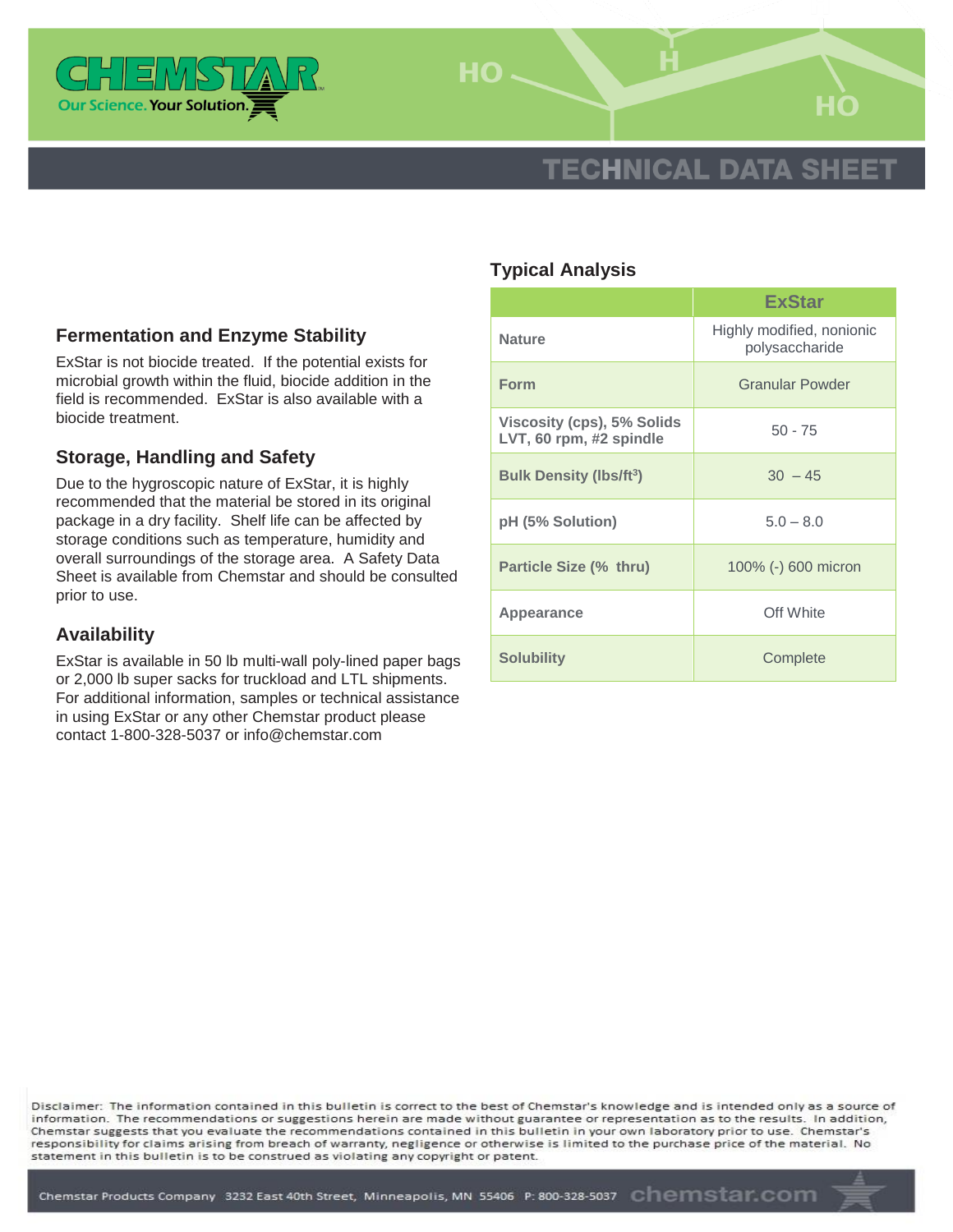## Typical Analysis

| | ExStar |
|---|---|
| Nature | Highly modified, nonionic polysaccharide |
| Form | Granular Powder |
| Viscosity (cps), 5% Solids LVT, 60 rpm, #2 spindle | 50 - 75 |
| Bulk Density (lbs/ft$^3$) | 30 – 45 |
| pH (5% Solution) | 5.0 – 8.0 |
| Particle Size (% thru) | 100% (-) 600 micron |
| Appearance | Off White |
| Solubility | Complete |

### Fermentation and Enzyme Stability

ExStar is not biocide treated. If the potential exists for microbial growth within the fluid, biocide addition in the field is recommended. ExStar is also available with a biocide treatment.

### Storage, Handling and Safety

Due to the hygroscopic nature of ExStar, it is highly recommended that the material be stored in its original package in a dry facility. Shelf life can be affected by storage conditions such as temperature, humidity and overall surroundings of the storage area. A Safety Data Sheet is available from Chemstar and should be consulted prior to use.

### Availability

ExStar is available in 50 lb multi-wall poly-lined paper bags or 2,000 lb super sacks for truckload and LTL shipments. For additional information, samples or technical assistance in using ExStar or any other Chemstar product please contact 1-800-328-5037 or info@chemstar.com

Disclaimer: The information contained in this bulletin is correct to the best of Chemstar's knowledge and is intended only as a source of information. The recommendations or suggestions herein are made without guarantee or representation as to the results. In addition, Chemstar suggests that you evaluate the recommendations contained in this bulletin in your own laboratory prior to use. Chemstar's responsibility for claims arising from breach of warranty, negligence or otherwise is limited to the purchase price of the material. No statement in this bulletin is to be construed as violating any copyright or patent.

Chemstar Products Company 3232 East 40th Street, Minneapolis, MN 55406 P: 800-328-5037 chemstar.com